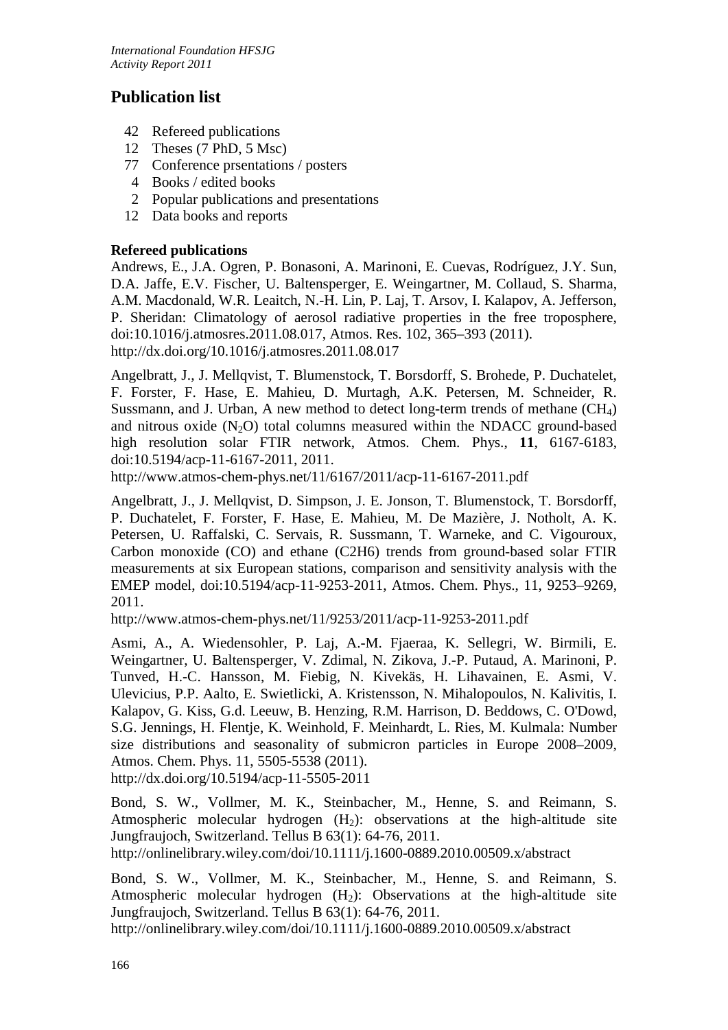# Publication list

- 42 Refereed publications
- 12 Theses (7 PhD, 5 Msc)
- 77 Conference prsentations / posters
- 4 Books / edited books
- 2 Popular publications and presentations
- 12 Data books and reports

## Refereed publications

Andrews, E., J.A. Ogren, P. Bonasoni, A. Marinoni, E. Cuevas, Rodríguez, J.Y. Sun, D.A. Jaffe, E.V. Fischer, U. Baltensperger, E. Weingartner, M. Collaud, S. Sharma, A.M. Macdonald, W.R. Leaitch, N.-H. Lin, P. Laj, T. Arsov, I. Kalapov, A. Jefferson, P. Sheridan: Climatology of aerosol radiative properties in the free troposphere, doi:10.1016/j.atmosres.2011.08.017, Atmos. Res. 102, 365–393 (2011). http://dx.doi.org/10.1016/j.atmosres.2011.08.017

Angelbratt, J., J. Mellqvist, T. Blumenstock, T. Borsdorff, S. Brohede, P. Duchatelet, F. Forster, F. Hase, E. Mahieu, D. Murtagh, A.K. Petersen, M. Schneider, R. Sussmann, and J. Urban, A new method to detect long-term trends of methane ($CH_4$) and nitrous oxide ($N_2O$) total columns measured within the NDACC ground-based high resolution solar FTIR network, Atmos. Chem. Phys., **11**, 6167-6183, doi:10.5194/acp-11-6167-2011, 2011.
http://www.atmos-chem-phys.net/11/6167/2011/acp-11-6167-2011.pdf

Angelbratt, J., J. Mellqvist, D. Simpson, J. E. Jonson, T. Blumenstock, T. Borsdorff, P. Duchatelet, F. Forster, F. Hase, E. Mahieu, M. De Mazière, J. Notholt, A. K. Petersen, U. Raffalski, C. Servais, R. Sussmann, T. Warneke, and C. Vigouroux, Carbon monoxide (CO) and ethane (C2H6) trends from ground-based solar FTIR measurements at six European stations, comparison and sensitivity analysis with the EMEP model, doi:10.5194/acp-11-9253-2011, Atmos. Chem. Phys., 11, 9253–9269, 2011.
http://www.atmos-chem-phys.net/11/9253/2011/acp-11-9253-2011.pdf

Asmi, A., A. Wiedensohler, P. Laj, A.-M. Fjaeraa, K. Sellegri, W. Birmili, E. Weingartner, U. Baltensperger, V. Zdimal, N. Zikova, J.-P. Putaud, A. Marinoni, P. Tunved, H.-C. Hansson, M. Fiebig, N. Kivekäs, H. Lihavainen, E. Asmi, V. Ulevicius, P.P. Aalto, E. Swietlicki, A. Kristensson, N. Mihalopoulos, N. Kalivitis, I. Kalapov, G. Kiss, G.d. Leeuw, B. Henzing, R.M. Harrison, D. Beddows, C. O'Dowd, S.G. Jennings, H. Flentje, K. Weinhold, F. Meinhardt, L. Ries, M. Kulmala: Number size distributions and seasonality of submicron particles in Europe 2008–2009, Atmos. Chem. Phys. 11, 5505-5538 (2011).
http://dx.doi.org/10.5194/acp-11-5505-2011

Bond, S. W., Vollmer, M. K., Steinbacher, M., Henne, S. and Reimann, S. Atmospheric molecular hydrogen ($H_2$): observations at the high-altitude site Jungfraujoch, Switzerland. Tellus B 63(1): 64-76, 2011.
http://onlinelibrary.wiley.com/doi/10.1111/j.1600-0889.2010.00509.x/abstract

Bond, S. W., Vollmer, M. K., Steinbacher, M., Henne, S. and Reimann, S. Atmospheric molecular hydrogen ($H_2$): Observations at the high-altitude site Jungfraujoch, Switzerland. Tellus B 63(1): 64-76, 2011.
http://onlinelibrary.wiley.com/doi/10.1111/j.1600-0889.2010.00509.x/abstract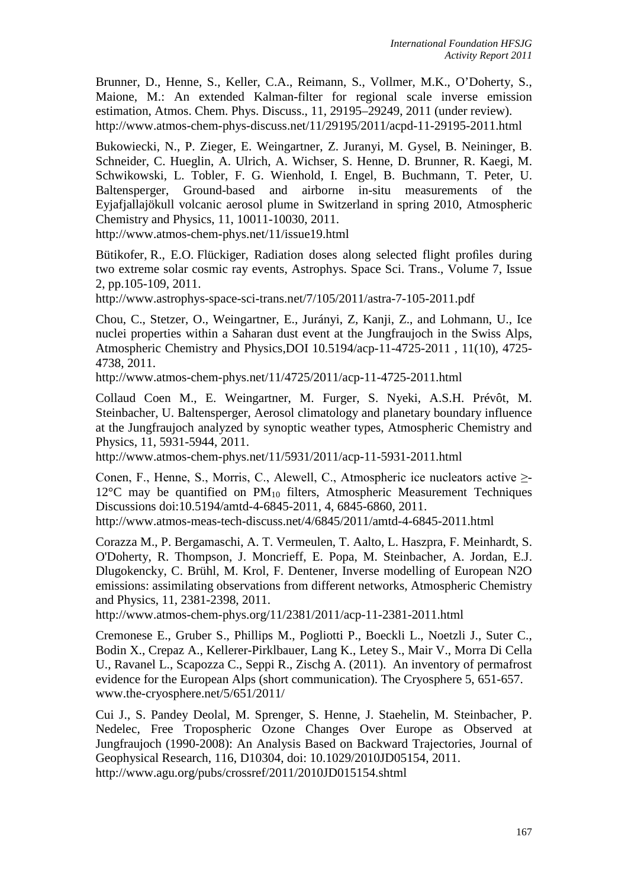Brunner, D., Henne, S., Keller, C.A., Reimann, S., Vollmer, M.K., O'Doherty, S., Maione, M.: An extended Kalman-filter for regional scale inverse emission estimation, Atmos. Chem. Phys. Discuss., 11, 29195–29249, 2011 (under review). http://www.atmos-chem-phys-discuss.net/11/29195/2011/acpd-11-29195-2011.html

Bukowiecki, N., P. Zieger, E. Weingartner, Z. Juranyi, M. Gysel, B. Neininger, B. Schneider, C. Hueglin, A. Ulrich, A. Wichser, S. Henne, D. Brunner, R. Kaegi, M. Schwikowski, L. Tobler, F. G. Wienhold, I. Engel, B. Buchmann, T. Peter, U. Baltensperger, Ground-based and airborne in-situ measurements of the Eyjafjallajökull volcanic aerosol plume in Switzerland in spring 2010, Atmospheric Chemistry and Physics, 11, 10011-10030, 2011.
http://www.atmos-chem-phys.net/11/issue19.html

Bütikofer, R., E.O. Flückiger, Radiation doses along selected flight profiles during two extreme solar cosmic ray events, Astrophys. Space Sci. Trans., Volume 7, Issue 2, pp.105-109, 2011.
http://www.astrophys-space-sci-trans.net/7/105/2011/astra-7-105-2011.pdf

Chou, C., Stetzer, O., Weingartner, E., Jurányi, Z, Kanji, Z., and Lohmann, U., Ice nuclei properties within a Saharan dust event at the Jungfraujoch in the Swiss Alps, Atmospheric Chemistry and Physics,DOI 10.5194/acp-11-4725-2011 , 11(10), 4725-4738, 2011.
http://www.atmos-chem-phys.net/11/4725/2011/acp-11-4725-2011.html

Collaud Coen M., E. Weingartner, M. Furger, S. Nyeki, A.S.H. Prévôt, M. Steinbacher, U. Baltensperger, Aerosol climatology and planetary boundary influence at the Jungfraujoch analyzed by synoptic weather types, Atmospheric Chemistry and Physics, 11, 5931-5944, 2011.
http://www.atmos-chem-phys.net/11/5931/2011/acp-11-5931-2011.html

Conen, F., Henne, S., Morris, C., Alewell, C., Atmospheric ice nucleators active ≥-12°C may be quantified on $PM_{10}$ filters, Atmospheric Measurement Techniques Discussions doi:10.5194/amtd-4-6845-2011, 4, 6845-6860, 2011.
http://www.atmos-meas-tech-discuss.net/4/6845/2011/amtd-4-6845-2011.html

Corazza M., P. Bergamaschi, A. T. Vermeulen, T. Aalto, L. Haszpra, F. Meinhardt, S. O'Doherty, R. Thompson, J. Moncrieff, E. Popa, M. Steinbacher, A. Jordan, E.J. Dlugokencky, C. Brühl, M. Krol, F. Dentener, Inverse modelling of European N2O emissions: assimilating observations from different networks, Atmospheric Chemistry and Physics, 11, 2381-2398, 2011.
http://www.atmos-chem-phys.org/11/2381/2011/acp-11-2381-2011.html

Cremonese E., Gruber S., Phillips M., Pogliotti P., Boeckli L., Noetzli J., Suter C., Bodin X., Crepaz A., Kellerer-Pirklbauer, Lang K., Letey S., Mair V., Morra Di Cella U., Ravanel L., Scapozza C., Seppi R., Zischg A. (2011). An inventory of permafrost evidence for the European Alps (short communication). The Cryosphere 5, 651-657.
www.the-cryosphere.net/5/651/2011/

Cui J., S. Pandey Deolal, M. Sprenger, S. Henne, J. Staehelin, M. Steinbacher, P. Nedelec, Free Tropospheric Ozone Changes Over Europe as Observed at Jungfraujoch (1990-2008): An Analysis Based on Backward Trajectories, Journal of Geophysical Research, 116, D10304, doi: 10.1029/2010JD05154, 2011.
http://www.agu.org/pubs/crossref/2011/2010JD015154.shtml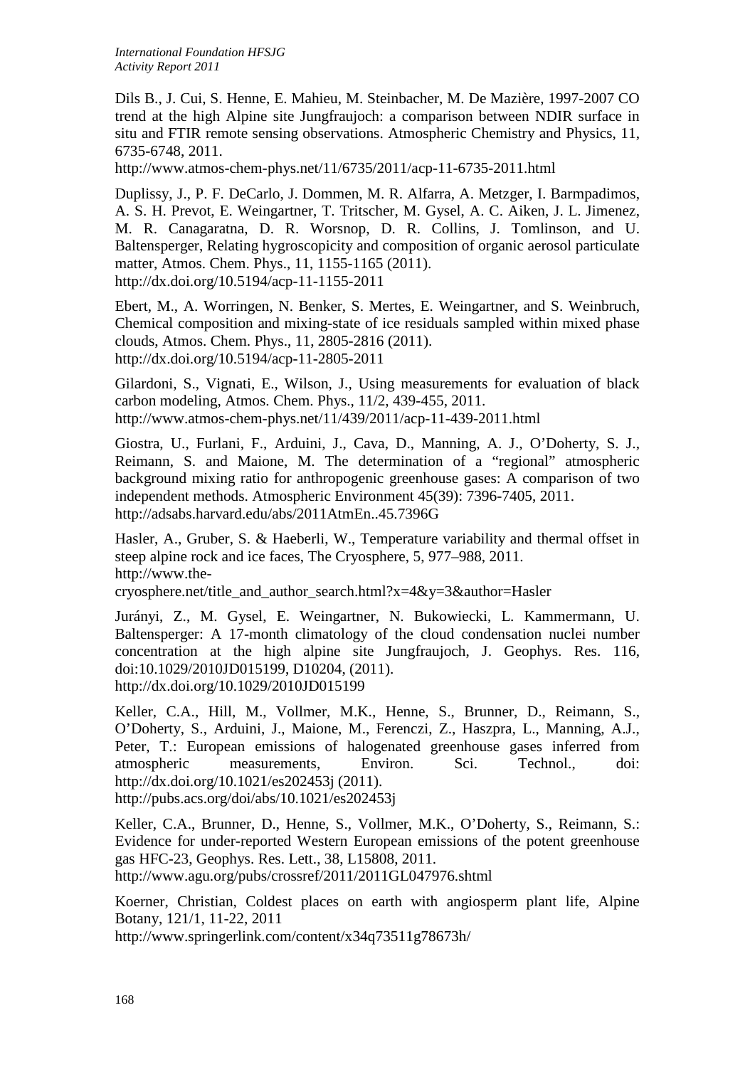Dils B., J. Cui, S. Henne, E. Mahieu, M. Steinbacher, M. De Mazière, 1997-2007 CO trend at the high Alpine site Jungfraujoch: a comparison between NDIR surface in situ and FTIR remote sensing observations. Atmospheric Chemistry and Physics, 11, 6735-6748, 2011.
http://www.atmos-chem-phys.net/11/6735/2011/acp-11-6735-2011.html

Duplissy, J., P. F. DeCarlo, J. Dommen, M. R. Alfarra, A. Metzger, I. Barmpadimos, A. S. H. Prevot, E. Weingartner, T. Tritscher, M. Gysel, A. C. Aiken, J. L. Jimenez, M. R. Canagaratna, D. R. Worsnop, D. R. Collins, J. Tomlinson, and U. Baltensperger, Relating hygroscopicity and composition of organic aerosol particulate matter, Atmos. Chem. Phys., 11, 1155-1165 (2011).
http://dx.doi.org/10.5194/acp-11-1155-2011

Ebert, M., A. Worringen, N. Benker, S. Mertes, E. Weingartner, and S. Weinbruch, Chemical composition and mixing-state of ice residuals sampled within mixed phase clouds, Atmos. Chem. Phys., 11, 2805-2816 (2011).
http://dx.doi.org/10.5194/acp-11-2805-2011

Gilardoni, S., Vignati, E., Wilson, J., Using measurements for evaluation of black carbon modeling, Atmos. Chem. Phys., 11/2, 439-455, 2011.
http://www.atmos-chem-phys.net/11/439/2011/acp-11-439-2011.html

Giostra, U., Furlani, F., Arduini, J., Cava, D., Manning, A. J., O'Doherty, S. J., Reimann, S. and Maione, M. The determination of a "regional" atmospheric background mixing ratio for anthropogenic greenhouse gases: A comparison of two independent methods. Atmospheric Environment 45(39): 7396-7405, 2011.
http://adsabs.harvard.edu/abs/2011AtmEn..45.7396G

Hasler, A., Gruber, S. & Haeberli, W., Temperature variability and thermal offset in steep alpine rock and ice faces, The Cryosphere, 5, 977–988, 2011.
http://www.the-cryosphere.net/title_and_author_search.html?x=4&y=3&author=Hasler

Jurányi, Z., M. Gysel, E. Weingartner, N. Bukowiecki, L. Kammermann, U. Baltensperger: A 17-month climatology of the cloud condensation nuclei number concentration at the high alpine site Jungfraujoch, J. Geophys. Res. 116, doi:10.1029/2010JD015199, D10204, (2011).
http://dx.doi.org/10.1029/2010JD015199

Keller, C.A., Hill, M., Vollmer, M.K., Henne, S., Brunner, D., Reimann, S., O'Doherty, S., Arduini, J., Maione, M., Ferenczi, Z., Haszpra, L., Manning, A.J., Peter, T.: European emissions of halogenated greenhouse gases inferred from atmospheric measurements, Environ. Sci. Technol., doi: http://dx.doi.org/10.1021/es202453j (2011).
http://pubs.acs.org/doi/abs/10.1021/es202453j

Keller, C.A., Brunner, D., Henne, S., Vollmer, M.K., O'Doherty, S., Reimann, S.: Evidence for under-reported Western European emissions of the potent greenhouse gas HFC-23, Geophys. Res. Lett., 38, L15808, 2011.
http://www.agu.org/pubs/crossref/2011/2011GL047976.shtml

Koerner, Christian, Coldest places on earth with angiosperm plant life, Alpine Botany, 121/1, 11-22, 2011
http://www.springerlink.com/content/x34q73511g78673h/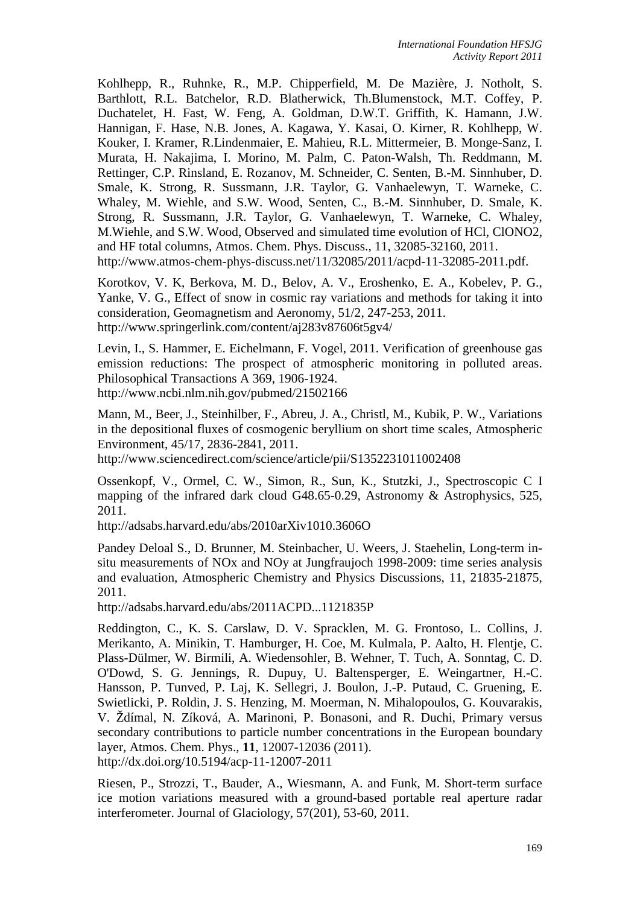Kohlhepp, R., Ruhnke, R., M.P. Chipperfield, M. De Mazière, J. Notholt, S. Barthlott, R.L. Batchelor, R.D. Blatherwick, Th.Blumenstock, M.T. Coffey, P. Duchatelet, H. Fast, W. Feng, A. Goldman, D.W.T. Griffith, K. Hamann, J.W. Hannigan, F. Hase, N.B. Jones, A. Kagawa, Y. Kasai, O. Kirner, R. Kohlhepp, W. Kouker, I. Kramer, R.Lindenmaier, E. Mahieu, R.L. Mittermeier, B. Monge-Sanz, I. Murata, H. Nakajima, I. Morino, M. Palm, C. Paton-Walsh, Th. Reddmann, M. Rettinger, C.P. Rinsland, E. Rozanov, M. Schneider, C. Senten, B.-M. Sinnhuber, D. Smale, K. Strong, R. Sussmann, J.R. Taylor, G. Vanhaelewyn, T. Warneke, C. Whaley, M. Wiehle, and S.W. Wood, Senten, C., B.-M. Sinnhuber, D. Smale, K. Strong, R. Sussmann, J.R. Taylor, G. Vanhaelewyn, T. Warneke, C. Whaley, M.Wiehle, and S.W. Wood, Observed and simulated time evolution of HCl, ClONO2, and HF total columns, Atmos. Chem. Phys. Discuss., 11, 32085-32160, 2011. http://www.atmos-chem-phys-discuss.net/11/32085/2011/acpd-11-32085-2011.pdf.

Korotkov, V. K, Berkova, M. D., Belov, A. V., Eroshenko, E. A., Kobelev, P. G., Yanke, V. G., Effect of snow in cosmic ray variations and methods for taking it into consideration, Geomagnetism and Aeronomy, 51/2, 247-253, 2011. http://www.springerlink.com/content/aj283v87606t5gv4/

Levin, I., S. Hammer, E. Eichelmann, F. Vogel, 2011. Verification of greenhouse gas emission reductions: The prospect of atmospheric monitoring in polluted areas. Philosophical Transactions A 369, 1906-1924.
http://www.ncbi.nlm.nih.gov/pubmed/21502166

Mann, M., Beer, J., Steinhilber, F., Abreu, J. A., Christl, M., Kubik, P. W., Variations in the depositional fluxes of cosmogenic beryllium on short time scales, Atmospheric Environment, 45/17, 2836-2841, 2011.
http://www.sciencedirect.com/science/article/pii/S1352231011002408

Ossenkopf, V., Ormel, C. W., Simon, R., Sun, K., Stutzki, J., Spectroscopic C I mapping of the infrared dark cloud G48.65-0.29, Astronomy & Astrophysics, 525, 2011.
http://adsabs.harvard.edu/abs/2010arXiv1010.3606O

Pandey Deloal S., D. Brunner, M. Steinbacher, U. Weers, J. Staehelin, Long-term in-situ measurements of NOx and NOy at Jungfraujoch 1998-2009: time series analysis and evaluation, Atmospheric Chemistry and Physics Discussions, 11, 21835-21875, 2011.
http://adsabs.harvard.edu/abs/2011ACPD...1121835P

Reddington, C., K. S. Carslaw, D. V. Spracklen, M. G. Frontoso, L. Collins, J. Merikanto, A. Minikin, T. Hamburger, H. Coe, M. Kulmala, P. Aalto, H. Flentje, C. Plass-Dülmer, W. Birmili, A. Wiedensohler, B. Wehner, T. Tuch, A. Sonntag, C. D. O'Dowd, S. G. Jennings, R. Dupuy, U. Baltensperger, E. Weingartner, H.-C. Hansson, P. Tunved, P. Laj, K. Sellegri, J. Boulon, J.-P. Putaud, C. Gruening, E. Swietlicki, P. Roldin, J. S. Henzing, M. Moerman, N. Mihalopoulos, G. Kouvarakis, V. Ždímal, N. Zíková, A. Marinoni, P. Bonasoni, and R. Duchi, Primary versus secondary contributions to particle number concentrations in the European boundary layer, Atmos. Chem. Phys., **11**, 12007-12036 (2011).
http://dx.doi.org/10.5194/acp-11-12007-2011

Riesen, P., Strozzi, T., Bauder, A., Wiesmann, A. and Funk, M. Short-term surface ice motion variations measured with a ground-based portable real aperture radar interferometer. Journal of Glaciology, 57(201), 53-60, 2011.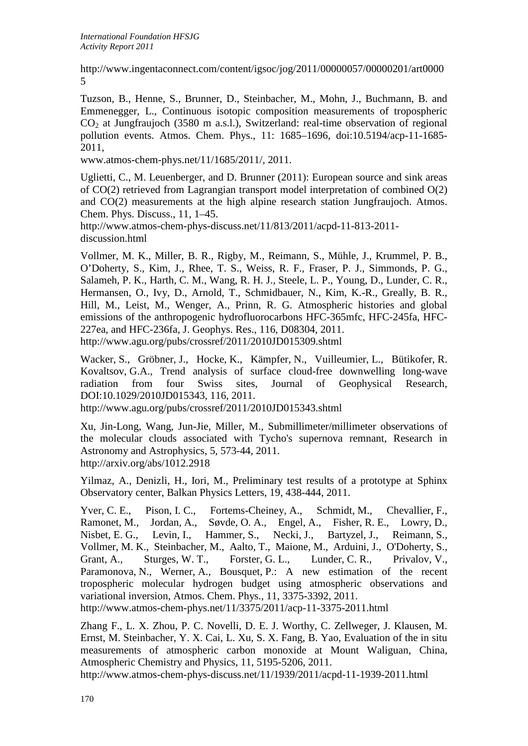http://www.ingentaconnect.com/content/igsoc/jog/2011/00000057/00000201/art00005

Tuzson, B., Henne, S., Brunner, D., Steinbacher, M., Mohn, J., Buchmann, B. and Emmenegger, L., Continuous isotopic composition measurements of tropospheric $CO_2$ at Jungfraujoch (3580 m a.s.l.), Switzerland: real-time observation of regional pollution events. Atmos. Chem. Phys., 11: 1685–1696, doi:10.5194/acp-11-1685-2011,
www.atmos-chem-phys.net/11/1685/2011/, 2011.

Uglietti, C., M. Leuenberger, and D. Brunner (2011): European source and sink areas of CO(2) retrieved from Lagrangian transport model interpretation of combined O(2) and CO(2) measurements at the high alpine research station Jungfraujoch. Atmos. Chem. Phys. Discuss., 11, 1–45.
http://www.atmos-chem-phys-discuss.net/11/813/2011/acpd-11-813-2011-discussion.html

Vollmer, M. K., Miller, B. R., Rigby, M., Reimann, S., Mühle, J., Krummel, P. B., O'Doherty, S., Kim, J., Rhee, T. S., Weiss, R. F., Fraser, P. J., Simmonds, P. G., Salameh, P. K., Harth, C. M., Wang, R. H. J., Steele, L. P., Young, D., Lunder, C. R., Hermansen, O., Ivy, D., Arnold, T., Schmidbauer, N., Kim, K.-R., Greally, B. R., Hill, M., Leist, M., Wenger, A., Prinn, R. G. Atmospheric histories and global emissions of the anthropogenic hydrofluorocarbons HFC-365mfc, HFC-245fa, HFC-227ea, and HFC-236fa, J. Geophys. Res., 116, D08304, 2011.
http://www.agu.org/pubs/crossref/2011/2010JD015309.shtml

Wacker, S., Gröbner, J., Hocke, K., Kämpfer, N., Vuilleumier, L., Bütikofer, R. Kovaltsov, G.A., Trend analysis of surface cloud-free downwelling long-wave radiation from four Swiss sites, Journal of Geophysical Research, DOI:10.1029/2010JD015343, 116, 2011.
http://www.agu.org/pubs/crossref/2011/2010JD015343.shtml

Xu, Jin-Long, Wang, Jun-Jie, Miller, M., Submillimeter/millimeter observations of the molecular clouds associated with Tycho's supernova remnant, Research in Astronomy and Astrophysics, 5, 573-44, 2011.
http://arxiv.org/abs/1012.2918

Yilmaz, A., Denizli, H., Iori, M., Preliminary test results of a prototype at Sphinx Observatory center, Balkan Physics Letters, 19, 438-444, 2011.

Yver, C. E., Pison, I. C., Fortems-Cheiney, A., Schmidt, M., Chevallier, F., Ramonet, M., Jordan, A., Søvde, O. A., Engel, A., Fisher, R. E., Lowry, D., Nisbet, E. G., Levin, I., Hammer, S., Necki, J., Bartyzel, J., Reimann, S., Vollmer, M. K., Steinbacher, M., Aalto, T., Maione, M., Arduini, J., O'Doherty, S., Grant, A., Sturges, W. T., Forster, G. L., Lunder, C. R., Privalov, V., Paramonova, N., Werner, A., Bousquet, P.: A new estimation of the recent tropospheric molecular hydrogen budget using atmospheric observations and variational inversion, Atmos. Chem. Phys., 11, 3375-3392, 2011.
http://www.atmos-chem-phys.net/11/3375/2011/acp-11-3375-2011.html

Zhang F., L. X. Zhou, P. C. Novelli, D. E. J. Worthy, C. Zellweger, J. Klausen, M. Ernst, M. Steinbacher, Y. X. Cai, L. Xu, S. X. Fang, B. Yao, Evaluation of the in situ measurements of atmospheric carbon monoxide at Mount Waliguan, China, Atmospheric Chemistry and Physics, 11, 5195-5206, 2011.
http://www.atmos-chem-phys-discuss.net/11/1939/2011/acpd-11-1939-2011.html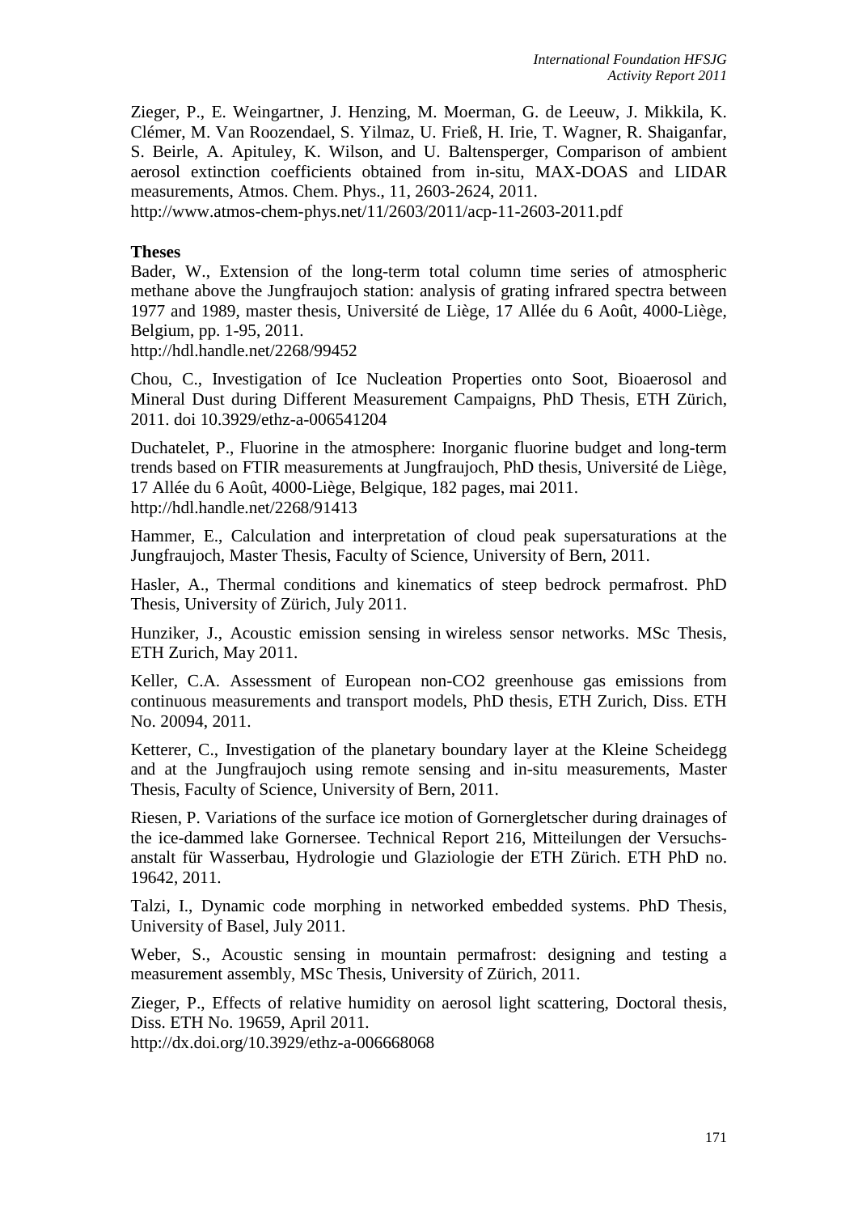Zieger, P., E. Weingartner, J. Henzing, M. Moerman, G. de Leeuw, J. Mikkila, K. Clémer, M. Van Roozendael, S. Yilmaz, U. Frieß, H. Irie, T. Wagner, R. Shaiganfar, S. Beirle, A. Apituley, K. Wilson, and U. Baltensperger, Comparison of ambient aerosol extinction coefficients obtained from in-situ, MAX-DOAS and LIDAR measurements, Atmos. Chem. Phys., 11, 2603-2624, 2011.
http://www.atmos-chem-phys.net/11/2603/2011/acp-11-2603-2011.pdf

**Theses**

Bader, W., Extension of the long-term total column time series of atmospheric methane above the Jungfraujoch station: analysis of grating infrared spectra between 1977 and 1989, master thesis, Université de Liège, 17 Allée du 6 Août, 4000-Liège, Belgium, pp. 1-95, 2011.
http://hdl.handle.net/2268/99452

Chou, C., Investigation of Ice Nucleation Properties onto Soot, Bioaerosol and Mineral Dust during Different Measurement Campaigns, PhD Thesis, ETH Zürich, 2011. doi 10.3929/ethz-a-006541204

Duchatelet, P., Fluorine in the atmosphere: Inorganic fluorine budget and long-term trends based on FTIR measurements at Jungfraujoch, PhD thesis, Université de Liège, 17 Allée du 6 Août, 4000-Liège, Belgique, 182 pages, mai 2011.
http://hdl.handle.net/2268/91413

Hammer, E., Calculation and interpretation of cloud peak supersaturations at the Jungfraujoch, Master Thesis, Faculty of Science, University of Bern, 2011.

Hasler, A., Thermal conditions and kinematics of steep bedrock permafrost. PhD Thesis, University of Zürich, July 2011.

Hunziker, J., Acoustic emission sensing in wireless sensor networks. MSc Thesis, ETH Zurich, May 2011.

Keller, C.A. Assessment of European non-CO2 greenhouse gas emissions from continuous measurements and transport models, PhD thesis, ETH Zurich, Diss. ETH No. 20094, 2011.

Ketterer, C., Investigation of the planetary boundary layer at the Kleine Scheidegg and at the Jungfraujoch using remote sensing and in-situ measurements, Master Thesis, Faculty of Science, University of Bern, 2011.

Riesen, P. Variations of the surface ice motion of Gornergletscher during drainages of the ice-dammed lake Gornersee. Technical Report 216, Mitteilungen der Versuchs-anstalt für Wasserbau, Hydrologie und Glaziologie der ETH Zürich. ETH PhD no. 19642, 2011.

Talzi, I., Dynamic code morphing in networked embedded systems. PhD Thesis, University of Basel, July 2011.

Weber, S., Acoustic sensing in mountain permafrost: designing and testing a measurement assembly, MSc Thesis, University of Zürich, 2011.

Zieger, P., Effects of relative humidity on aerosol light scattering, Doctoral thesis, Diss. ETH No. 19659, April 2011.
http://dx.doi.org/10.3929/ethz-a-006668068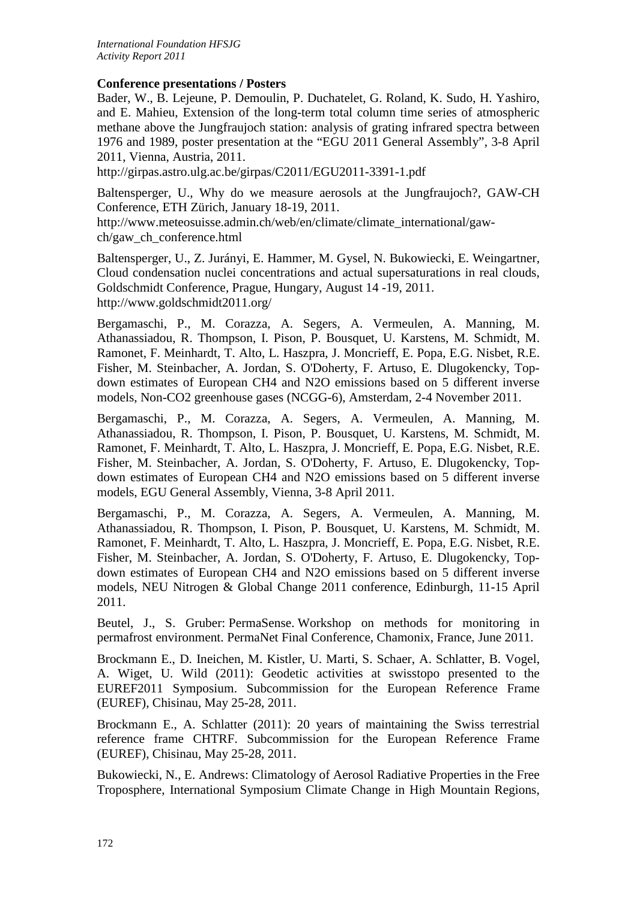**Conference presentations / Posters**

Bader, W., B. Lejeune, P. Demoulin, P. Duchatelet, G. Roland, K. Sudo, H. Yashiro, and E. Mahieu, Extension of the long-term total column time series of atmospheric methane above the Jungfraujoch station: analysis of grating infrared spectra between 1976 and 1989, poster presentation at the "EGU 2011 General Assembly", 3-8 April 2011, Vienna, Austria, 2011.
http://girpas.astro.ulg.ac.be/girpas/C2011/EGU2011-3391-1.pdf

Baltensperger, U., Why do we measure aerosols at the Jungfraujoch?, GAW-CH Conference, ETH Zürich, January 18-19, 2011.
http://www.meteosuisse.admin.ch/web/en/climate/climate_international/gaw-ch/gaw_ch_conference.html

Baltensperger, U., Z. Jurányi, E. Hammer, M. Gysel, N. Bukowiecki, E. Weingartner, Cloud condensation nuclei concentrations and actual supersaturations in real clouds, Goldschmidt Conference, Prague, Hungary, August 14 -19, 2011.
http://www.goldschmidt2011.org/

Bergamaschi, P., M. Corazza, A. Segers, A. Vermeulen, A. Manning, M. Athanassiadou, R. Thompson, I. Pison, P. Bousquet, U. Karstens, M. Schmidt, M. Ramonet, F. Meinhardt, T. Alto, L. Haszpra, J. Moncrieff, E. Popa, E.G. Nisbet, R.E. Fisher, M. Steinbacher, A. Jordan, S. O'Doherty, F. Artuso, E. Dlugokencky, Top-down estimates of European CH4 and N2O emissions based on 5 different inverse models, Non-CO2 greenhouse gases (NCGG-6), Amsterdam, 2-4 November 2011.

Bergamaschi, P., M. Corazza, A. Segers, A. Vermeulen, A. Manning, M. Athanassiadou, R. Thompson, I. Pison, P. Bousquet, U. Karstens, M. Schmidt, M. Ramonet, F. Meinhardt, T. Alto, L. Haszpra, J. Moncrieff, E. Popa, E.G. Nisbet, R.E. Fisher, M. Steinbacher, A. Jordan, S. O'Doherty, F. Artuso, E. Dlugokencky, Top-down estimates of European CH4 and N2O emissions based on 5 different inverse models, EGU General Assembly, Vienna, 3-8 April 2011.

Bergamaschi, P., M. Corazza, A. Segers, A. Vermeulen, A. Manning, M. Athanassiadou, R. Thompson, I. Pison, P. Bousquet, U. Karstens, M. Schmidt, M. Ramonet, F. Meinhardt, T. Alto, L. Haszpra, J. Moncrieff, E. Popa, E.G. Nisbet, R.E. Fisher, M. Steinbacher, A. Jordan, S. O'Doherty, F. Artuso, E. Dlugokencky, Top-down estimates of European CH4 and N2O emissions based on 5 different inverse models, NEU Nitrogen & Global Change 2011 conference, Edinburgh, 11-15 April 2011.

Beutel, J., S. Gruber: PermaSense. Workshop on methods for monitoring in permafrost environment. PermaNet Final Conference, Chamonix, France, June 2011.

Brockmann E., D. Ineichen, M. Kistler, U. Marti, S. Schaer, A. Schlatter, B. Vogel, A. Wiget, U. Wild (2011): Geodetic activities at swisstopo presented to the EUREF2011 Symposium. Subcommission for the European Reference Frame (EUREF), Chisinau, May 25-28, 2011.

Brockmann E., A. Schlatter (2011): 20 years of maintaining the Swiss terrestrial reference frame CHTRF. Subcommission for the European Reference Frame (EUREF), Chisinau, May 25-28, 2011.

Bukowiecki, N., E. Andrews: Climatology of Aerosol Radiative Properties in the Free Troposphere, International Symposium Climate Change in High Mountain Regions,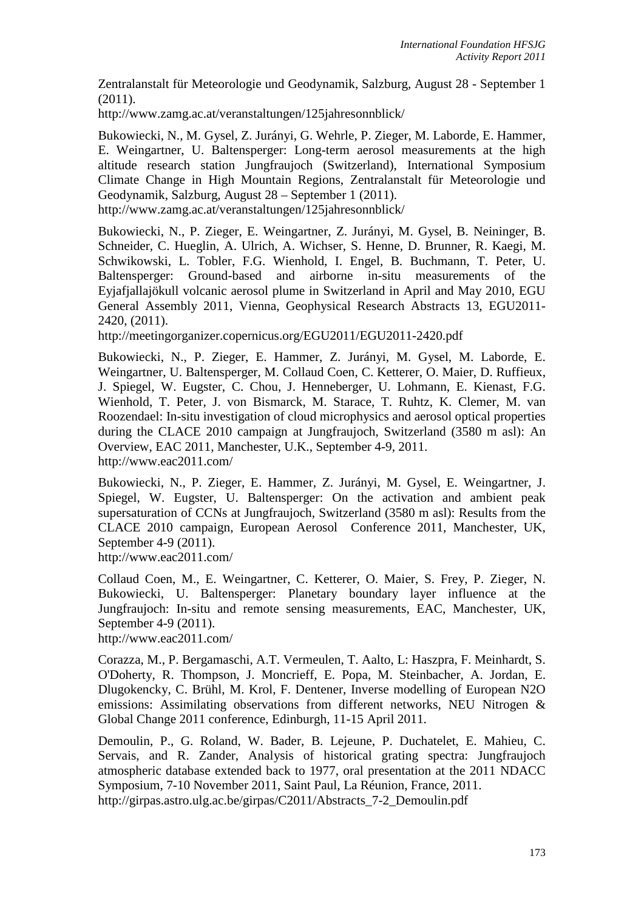Zentralanstalt für Meteorologie und Geodynamik, Salzburg, August 28 - September 1 (2011).
http://www.zamg.ac.at/veranstaltungen/125jahresonnblick/

Bukowiecki, N., M. Gysel, Z. Jurányi, G. Wehrle, P. Zieger, M. Laborde, E. Hammer, E. Weingartner, U. Baltensperger: Long-term aerosol measurements at the high altitude research station Jungfraujoch (Switzerland), International Symposium Climate Change in High Mountain Regions, Zentralanstalt für Meteorologie und Geodynamik, Salzburg, August 28 – September 1 (2011).
http://www.zamg.ac.at/veranstaltungen/125jahresonnblick/

Bukowiecki, N., P. Zieger, E. Weingartner, Z. Jurányi, M. Gysel, B. Neininger, B. Schneider, C. Hueglin, A. Ulrich, A. Wichser, S. Henne, D. Brunner, R. Kaegi, M. Schwikowski, L. Tobler, F.G. Wienhold, I. Engel, B. Buchmann, T. Peter, U. Baltensperger: Ground-based and airborne in-situ measurements of the Eyjafjallajökull volcanic aerosol plume in Switzerland in April and May 2010, EGU General Assembly 2011, Vienna, Geophysical Research Abstracts 13, EGU2011-2420, (2011).
http://meetingorganizer.copernicus.org/EGU2011/EGU2011-2420.pdf

Bukowiecki, N., P. Zieger, E. Hammer, Z. Jurányi, M. Gysel, M. Laborde, E. Weingartner, U. Baltensperger, M. Collaud Coen, C. Ketterer, O. Maier, D. Ruffieux, J. Spiegel, W. Eugster, C. Chou, J. Henneberger, U. Lohmann, E. Kienast, F.G. Wienhold, T. Peter, J. von Bismarck, M. Starace, T. Ruhtz, K. Clemer, M. van Roozendael: In-situ investigation of cloud microphysics and aerosol optical properties during the CLACE 2010 campaign at Jungfraujoch, Switzerland (3580 m asl): An Overview, EAC 2011, Manchester, U.K., September 4-9, 2011.
http://www.eac2011.com/

Bukowiecki, N., P. Zieger, E. Hammer, Z. Jurányi, M. Gysel, E. Weingartner, J. Spiegel, W. Eugster, U. Baltensperger: On the activation and ambient peak supersaturation of CCNs at Jungfraujoch, Switzerland (3580 m asl): Results from the CLACE 2010 campaign, European Aerosol Conference 2011, Manchester, UK, September 4-9 (2011).
http://www.eac2011.com/

Collaud Coen, M., E. Weingartner, C. Ketterer, O. Maier, S. Frey, P. Zieger, N. Bukowiecki, U. Baltensperger: Planetary boundary layer influence at the Jungfraujoch: In-situ and remote sensing measurements, EAC, Manchester, UK, September 4-9 (2011).
http://www.eac2011.com/

Corazza, M., P. Bergamaschi, A.T. Vermeulen, T. Aalto, L: Haszpra, F. Meinhardt, S. O'Doherty, R. Thompson, J. Moncrieff, E. Popa, M. Steinbacher, A. Jordan, E. Dlugokencky, C. Brühl, M. Krol, F. Dentener, Inverse modelling of European N2O emissions: Assimilating observations from different networks, NEU Nitrogen & Global Change 2011 conference, Edinburgh, 11-15 April 2011.

Demoulin, P., G. Roland, W. Bader, B. Lejeune, P. Duchatelet, E. Mahieu, C. Servais, and R. Zander, Analysis of historical grating spectra: Jungfraujoch atmospheric database extended back to 1977, oral presentation at the 2011 NDACC Symposium, 7-10 November 2011, Saint Paul, La Réunion, France, 2011.
http://girpas.astro.ulg.ac.be/girpas/C2011/Abstracts_7-2_Demoulin.pdf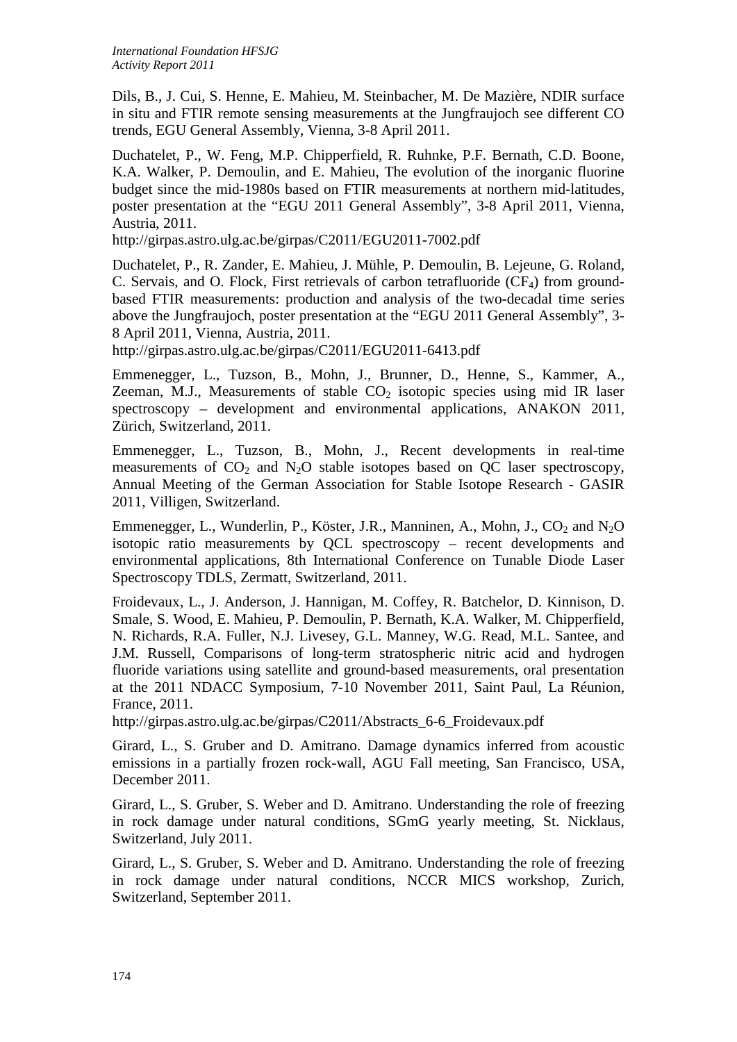Dils, B., J. Cui, S. Henne, E. Mahieu, M. Steinbacher, M. De Mazière, NDIR surface in situ and FTIR remote sensing measurements at the Jungfraujoch see different CO trends, EGU General Assembly, Vienna, 3-8 April 2011.

Duchatelet, P., W. Feng, M.P. Chipperfield, R. Ruhnke, P.F. Bernath, C.D. Boone, K.A. Walker, P. Demoulin, and E. Mahieu, The evolution of the inorganic fluorine budget since the mid-1980s based on FTIR measurements at northern mid-latitudes, poster presentation at the "EGU 2011 General Assembly", 3-8 April 2011, Vienna, Austria, 2011.
http://girpas.astro.ulg.ac.be/girpas/C2011/EGU2011-7002.pdf

Duchatelet, P., R. Zander, E. Mahieu, J. Mühle, P. Demoulin, B. Lejeune, G. Roland, C. Servais, and O. Flock, First retrievals of carbon tetrafluoride ($CF_4$) from ground-based FTIR measurements: production and analysis of the two-decadal time series above the Jungfraujoch, poster presentation at the "EGU 2011 General Assembly", 3-8 April 2011, Vienna, Austria, 2011.
http://girpas.astro.ulg.ac.be/girpas/C2011/EGU2011-6413.pdf

Emmenegger, L., Tuzson, B., Mohn, J., Brunner, D., Henne, S., Kammer, A., Zeeman, M.J., Measurements of stable $CO_2$ isotopic species using mid IR laser spectroscopy – development and environmental applications, ANAKON 2011, Zürich, Switzerland, 2011.

Emmenegger, L., Tuzson, B., Mohn, J., Recent developments in real-time measurements of $CO_2$ and $N_2O$ stable isotopes based on QC laser spectroscopy, Annual Meeting of the German Association for Stable Isotope Research - GASIR 2011, Villigen, Switzerland.

Emmenegger, L., Wunderlin, P., Köster, J.R., Manninen, A., Mohn, J., $CO_2$ and $N_2O$ isotopic ratio measurements by QCL spectroscopy – recent developments and environmental applications, 8th International Conference on Tunable Diode Laser Spectroscopy TDLS, Zermatt, Switzerland, 2011.

Froidevaux, L., J. Anderson, J. Hannigan, M. Coffey, R. Batchelor, D. Kinnison, D. Smale, S. Wood, E. Mahieu, P. Demoulin, P. Bernath, K.A. Walker, M. Chipperfield, N. Richards, R.A. Fuller, N.J. Livesey, G.L. Manney, W.G. Read, M.L. Santee, and J.M. Russell, Comparisons of long-term stratospheric nitric acid and hydrogen fluoride variations using satellite and ground-based measurements, oral presentation at the 2011 NDACC Symposium, 7-10 November 2011, Saint Paul, La Réunion, France, 2011.
http://girpas.astro.ulg.ac.be/girpas/C2011/Abstracts_6-6_Froidevaux.pdf

Girard, L., S. Gruber and D. Amitrano. Damage dynamics inferred from acoustic emissions in a partially frozen rock-wall, AGU Fall meeting, San Francisco, USA, December 2011.

Girard, L., S. Gruber, S. Weber and D. Amitrano. Understanding the role of freezing in rock damage under natural conditions, SGmG yearly meeting, St. Nicklaus, Switzerland, July 2011.

Girard, L., S. Gruber, S. Weber and D. Amitrano. Understanding the role of freezing in rock damage under natural conditions, NCCR MICS workshop, Zurich, Switzerland, September 2011.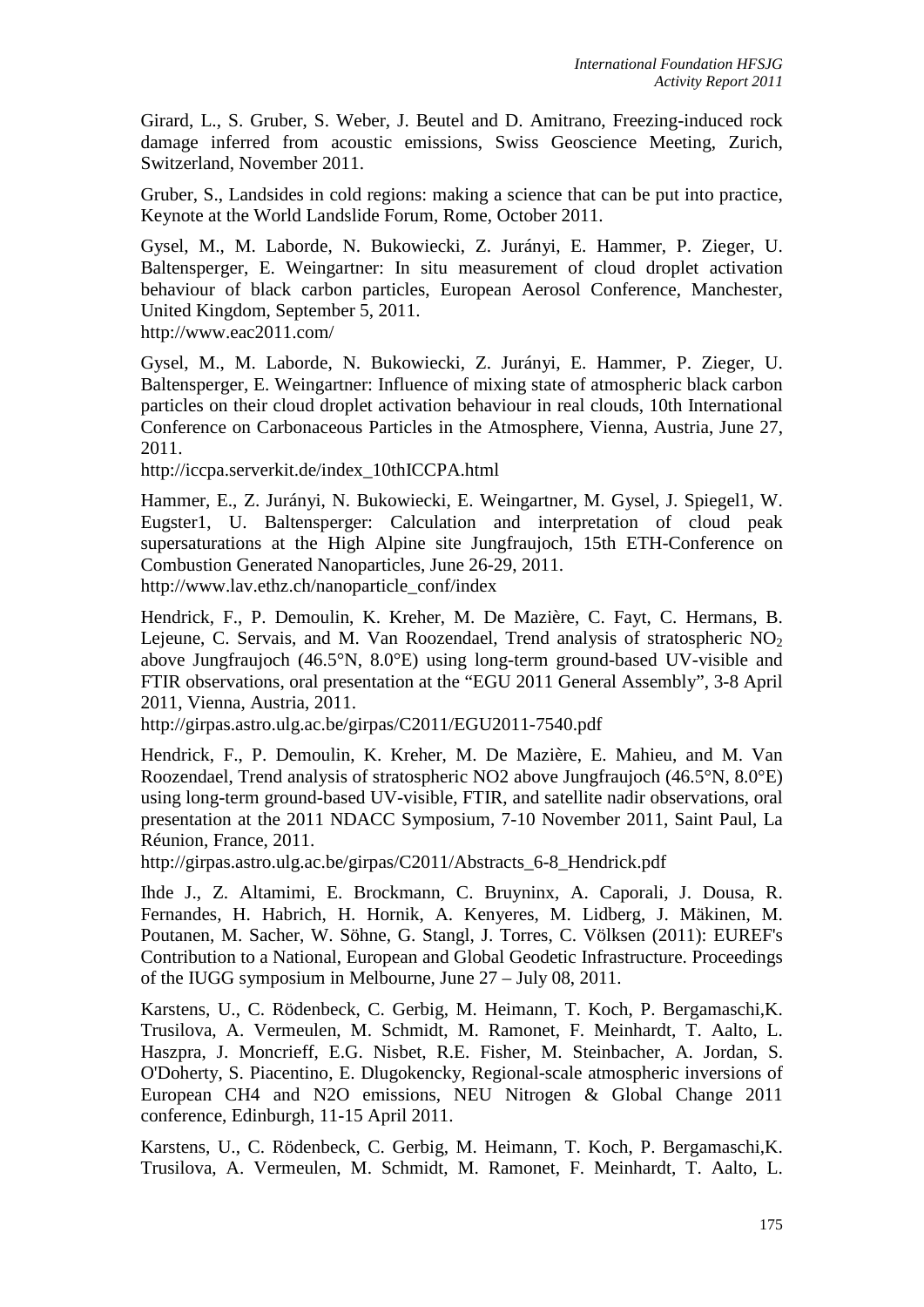Girard, L., S. Gruber, S. Weber, J. Beutel and D. Amitrano, Freezing-induced rock damage inferred from acoustic emissions, Swiss Geoscience Meeting, Zurich, Switzerland, November 2011.

Gruber, S., Landsides in cold regions: making a science that can be put into practice, Keynote at the World Landslide Forum, Rome, October 2011.

Gysel, M., M. Laborde, N. Bukowiecki, Z. Jurányi, E. Hammer, P. Zieger, U. Baltensperger, E. Weingartner: In situ measurement of cloud droplet activation behaviour of black carbon particles, European Aerosol Conference, Manchester, United Kingdom, September 5, 2011.
http://www.eac2011.com/

Gysel, M., M. Laborde, N. Bukowiecki, Z. Jurányi, E. Hammer, P. Zieger, U. Baltensperger, E. Weingartner: Influence of mixing state of atmospheric black carbon particles on their cloud droplet activation behaviour in real clouds, 10th International Conference on Carbonaceous Particles in the Atmosphere, Vienna, Austria, June 27, 2011.
http://iccpa.serverkit.de/index_10thICCPA.html

Hammer, E., Z. Jurányi, N. Bukowiecki, E. Weingartner, M. Gysel, J. Spiegel1, W. Eugster1, U. Baltensperger: Calculation and interpretation of cloud peak supersaturations at the High Alpine site Jungfraujoch, 15th ETH-Conference on Combustion Generated Nanoparticles, June 26-29, 2011.
http://www.lav.ethz.ch/nanoparticle_conf/index

Hendrick, F., P. Demoulin, K. Kreher, M. De Mazière, C. Fayt, C. Hermans, B. Lejeune, C. Servais, and M. Van Roozendael, Trend analysis of stratospheric $NO_2$ above Jungfraujoch (46.5°N, 8.0°E) using long-term ground-based UV-visible and FTIR observations, oral presentation at the "EGU 2011 General Assembly", 3-8 April 2011, Vienna, Austria, 2011.
http://girpas.astro.ulg.ac.be/girpas/C2011/EGU2011-7540.pdf

Hendrick, F., P. Demoulin, K. Kreher, M. De Mazière, E. Mahieu, and M. Van Roozendael, Trend analysis of stratospheric NO2 above Jungfraujoch (46.5°N, 8.0°E) using long-term ground-based UV-visible, FTIR, and satellite nadir observations, oral presentation at the 2011 NDACC Symposium, 7-10 November 2011, Saint Paul, La Réunion, France, 2011.
http://girpas.astro.ulg.ac.be/girpas/C2011/Abstracts_6-8_Hendrick.pdf

Ihde J., Z. Altamimi, E. Brockmann, C. Bruyninx, A. Caporali, J. Dousa, R. Fernandes, H. Habrich, H. Hornik, A. Kenyeres, M. Lidberg, J. Mäkinen, M. Poutanen, M. Sacher, W. Söhne, G. Stangl, J. Torres, C. Völksen (2011): EUREF's Contribution to a National, European and Global Geodetic Infrastructure. Proceedings of the IUGG symposium in Melbourne, June 27 – July 08, 2011.

Karstens, U., C. Rödenbeck, C. Gerbig, M. Heimann, T. Koch, P. Bergamaschi,K. Trusilova, A. Vermeulen, M. Schmidt, M. Ramonet, F. Meinhardt, T. Aalto, L. Haszpra, J. Moncrieff, E.G. Nisbet, R.E. Fisher, M. Steinbacher, A. Jordan, S. O'Doherty, S. Piacentino, E. Dlugokencky, Regional-scale atmospheric inversions of European CH4 and N2O emissions, NEU Nitrogen & Global Change 2011 conference, Edinburgh, 11-15 April 2011.

Karstens, U., C. Rödenbeck, C. Gerbig, M. Heimann, T. Koch, P. Bergamaschi,K. Trusilova, A. Vermeulen, M. Schmidt, M. Ramonet, F. Meinhardt, T. Aalto, L.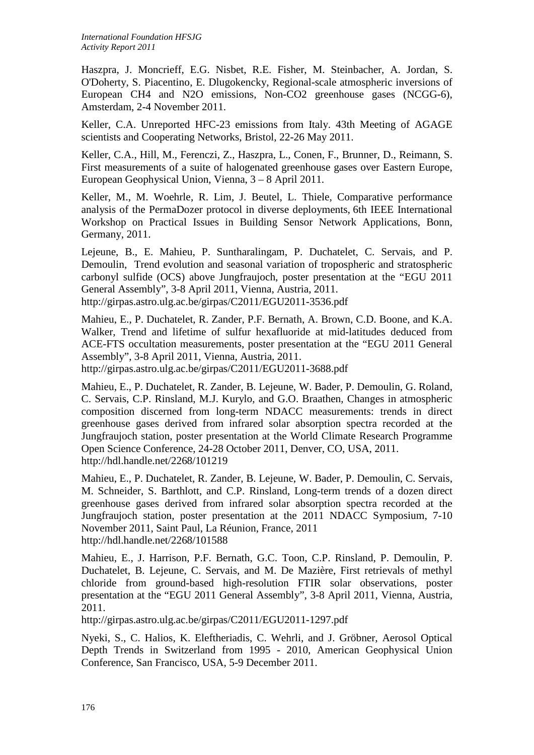Haszpra, J. Moncrieff, E.G. Nisbet, R.E. Fisher, M. Steinbacher, A. Jordan, S. O'Doherty, S. Piacentino, E. Dlugokencky, Regional-scale atmospheric inversions of European CH4 and N2O emissions, Non-CO2 greenhouse gases (NCGG-6), Amsterdam, 2-4 November 2011.

Keller, C.A. Unreported HFC-23 emissions from Italy. 43th Meeting of AGAGE scientists and Cooperating Networks, Bristol, 22-26 May 2011.

Keller, C.A., Hill, M., Ferenczi, Z., Haszpra, L., Conen, F., Brunner, D., Reimann, S. First measurements of a suite of halogenated greenhouse gases over Eastern Europe, European Geophysical Union, Vienna, 3 – 8 April 2011.

Keller, M., M. Woehrle, R. Lim, J. Beutel, L. Thiele, Comparative performance analysis of the PermaDozer protocol in diverse deployments, 6th IEEE International Workshop on Practical Issues in Building Sensor Network Applications, Bonn, Germany, 2011.

Lejeune, B., E. Mahieu, P. Suntharalingam, P. Duchatelet, C. Servais, and P. Demoulin, Trend evolution and seasonal variation of tropospheric and stratospheric carbonyl sulfide (OCS) above Jungfraujoch, poster presentation at the "EGU 2011 General Assembly", 3-8 April 2011, Vienna, Austria, 2011.
http://girpas.astro.ulg.ac.be/girpas/C2011/EGU2011-3536.pdf

Mahieu, E., P. Duchatelet, R. Zander, P.F. Bernath, A. Brown, C.D. Boone, and K.A. Walker, Trend and lifetime of sulfur hexafluoride at mid-latitudes deduced from ACE-FTS occultation measurements, poster presentation at the "EGU 2011 General Assembly", 3-8 April 2011, Vienna, Austria, 2011.
http://girpas.astro.ulg.ac.be/girpas/C2011/EGU2011-3688.pdf

Mahieu, E., P. Duchatelet, R. Zander, B. Lejeune, W. Bader, P. Demoulin, G. Roland, C. Servais, C.P. Rinsland, M.J. Kurylo, and G.O. Braathen, Changes in atmospheric composition discerned from long-term NDACC measurements: trends in direct greenhouse gases derived from infrared solar absorption spectra recorded at the Jungfraujoch station, poster presentation at the World Climate Research Programme Open Science Conference, 24-28 October 2011, Denver, CO, USA, 2011.
http://hdl.handle.net/2268/101219

Mahieu, E., P. Duchatelet, R. Zander, B. Lejeune, W. Bader, P. Demoulin, C. Servais, M. Schneider, S. Barthlott, and C.P. Rinsland, Long-term trends of a dozen direct greenhouse gases derived from infrared solar absorption spectra recorded at the Jungfraujoch station, poster presentation at the 2011 NDACC Symposium, 7-10 November 2011, Saint Paul, La Réunion, France, 2011
http://hdl.handle.net/2268/101588

Mahieu, E., J. Harrison, P.F. Bernath, G.C. Toon, C.P. Rinsland, P. Demoulin, P. Duchatelet, B. Lejeune, C. Servais, and M. De Mazière, First retrievals of methyl chloride from ground-based high-resolution FTIR solar observations, poster presentation at the "EGU 2011 General Assembly", 3-8 April 2011, Vienna, Austria, 2011.
http://girpas.astro.ulg.ac.be/girpas/C2011/EGU2011-1297.pdf

Nyeki, S., C. Halios, K. Eleftheriadis, C. Wehrli, and J. Gröbner, Aerosol Optical Depth Trends in Switzerland from 1995 - 2010, American Geophysical Union Conference, San Francisco, USA, 5-9 December 2011.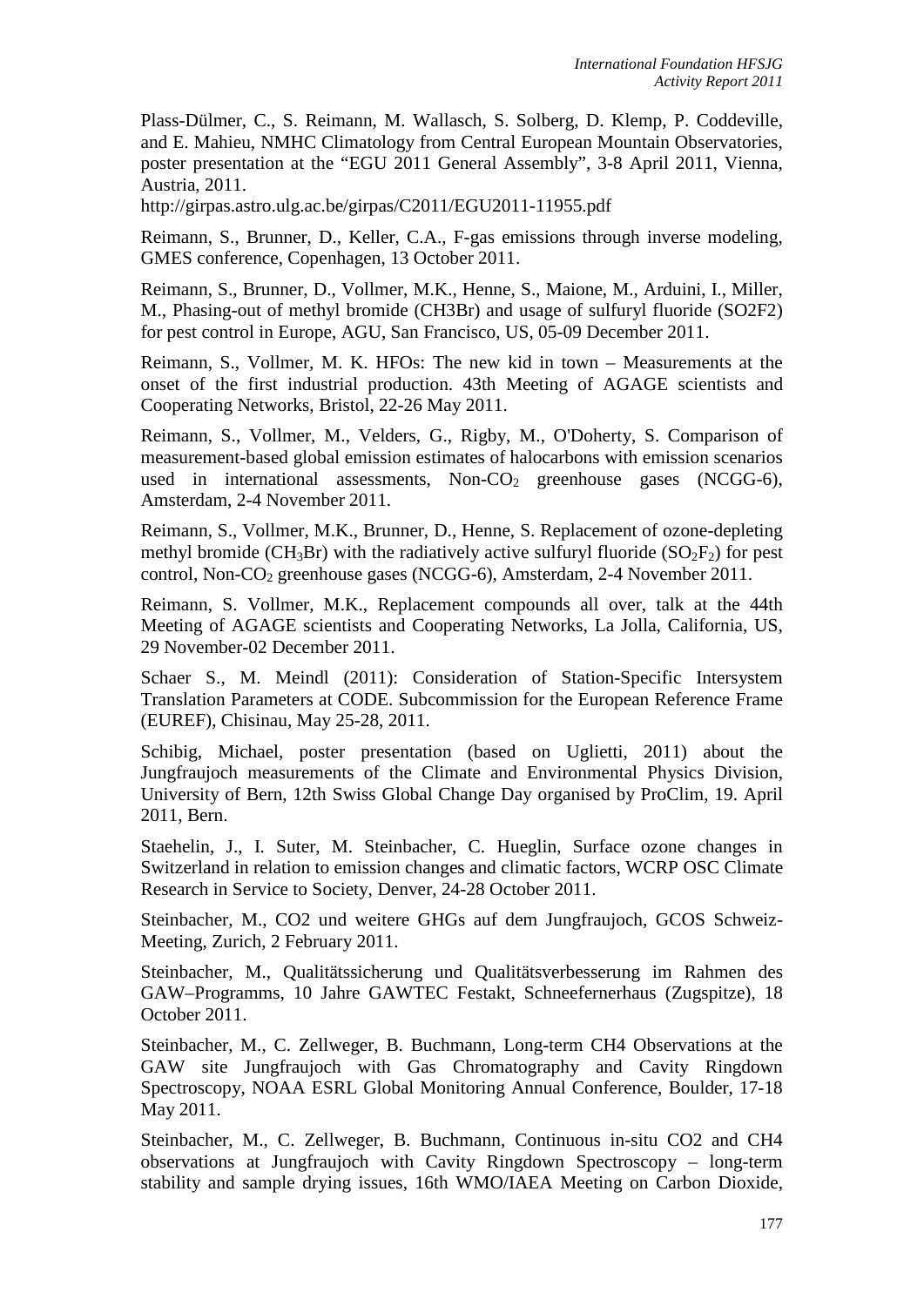Plass-Dülmer, C., S. Reimann, M. Wallasch, S. Solberg, D. Klemp, P. Coddeville, and E. Mahieu, NMHC Climatology from Central European Mountain Observatories, poster presentation at the "EGU 2011 General Assembly", 3-8 April 2011, Vienna, Austria, 2011.
http://girpas.astro.ulg.ac.be/girpas/C2011/EGU2011-11955.pdf

Reimann, S., Brunner, D., Keller, C.A., F-gas emissions through inverse modeling, GMES conference, Copenhagen, 13 October 2011.

Reimann, S., Brunner, D., Vollmer, M.K., Henne, S., Maione, M., Arduini, I., Miller, M., Phasing-out of methyl bromide (CH3Br) and usage of sulfuryl fluoride (SO2F2) for pest control in Europe, AGU, San Francisco, US, 05-09 December 2011.

Reimann, S., Vollmer, M. K. HFOs: The new kid in town – Measurements at the onset of the first industrial production. 43th Meeting of AGAGE scientists and Cooperating Networks, Bristol, 22-26 May 2011.

Reimann, S., Vollmer, M., Velders, G., Rigby, M., O'Doherty, S. Comparison of measurement-based global emission estimates of halocarbons with emission scenarios used in international assessments, Non-$CO_2$ greenhouse gases (NCGG-6), Amsterdam, 2-4 November 2011.

Reimann, S., Vollmer, M.K., Brunner, D., Henne, S. Replacement of ozone-depleting methyl bromide ($CH_3Br$) with the radiatively active sulfuryl fluoride ($SO_2F_2$) for pest control, Non-$CO_2$ greenhouse gases (NCGG-6), Amsterdam, 2-4 November 2011.

Reimann, S. Vollmer, M.K., Replacement compounds all over, talk at the 44th Meeting of AGAGE scientists and Cooperating Networks, La Jolla, California, US, 29 November-02 December 2011.

Schaer S., M. Meindl (2011): Consideration of Station-Specific Intersystem Translation Parameters at CODE. Subcommission for the European Reference Frame (EUREF), Chisinau, May 25-28, 2011.

Schibig, Michael, poster presentation (based on Uglietti, 2011) about the Jungfraujoch measurements of the Climate and Environmental Physics Division, University of Bern, 12th Swiss Global Change Day organised by ProClim, 19. April 2011, Bern.

Staehelin, J., I. Suter, M. Steinbacher, C. Hueglin, Surface ozone changes in Switzerland in relation to emission changes and climatic factors, WCRP OSC Climate Research in Service to Society, Denver, 24-28 October 2011.

Steinbacher, M., CO2 und weitere GHGs auf dem Jungfraujoch, GCOS Schweiz-Meeting, Zurich, 2 February 2011.

Steinbacher, M., Qualitätssicherung und Qualitätsverbesserung im Rahmen des GAW–Programms, 10 Jahre GAWTEC Festakt, Schneefernerhaus (Zugspitze), 18 October 2011.

Steinbacher, M., C. Zellweger, B. Buchmann, Long-term CH4 Observations at the GAW site Jungfraujoch with Gas Chromatography and Cavity Ringdown Spectroscopy, NOAA ESRL Global Monitoring Annual Conference, Boulder, 17-18 May 2011.

Steinbacher, M., C. Zellweger, B. Buchmann, Continuous in-situ CO2 and CH4 observations at Jungfraujoch with Cavity Ringdown Spectroscopy – long-term stability and sample drying issues, 16th WMO/IAEA Meeting on Carbon Dioxide,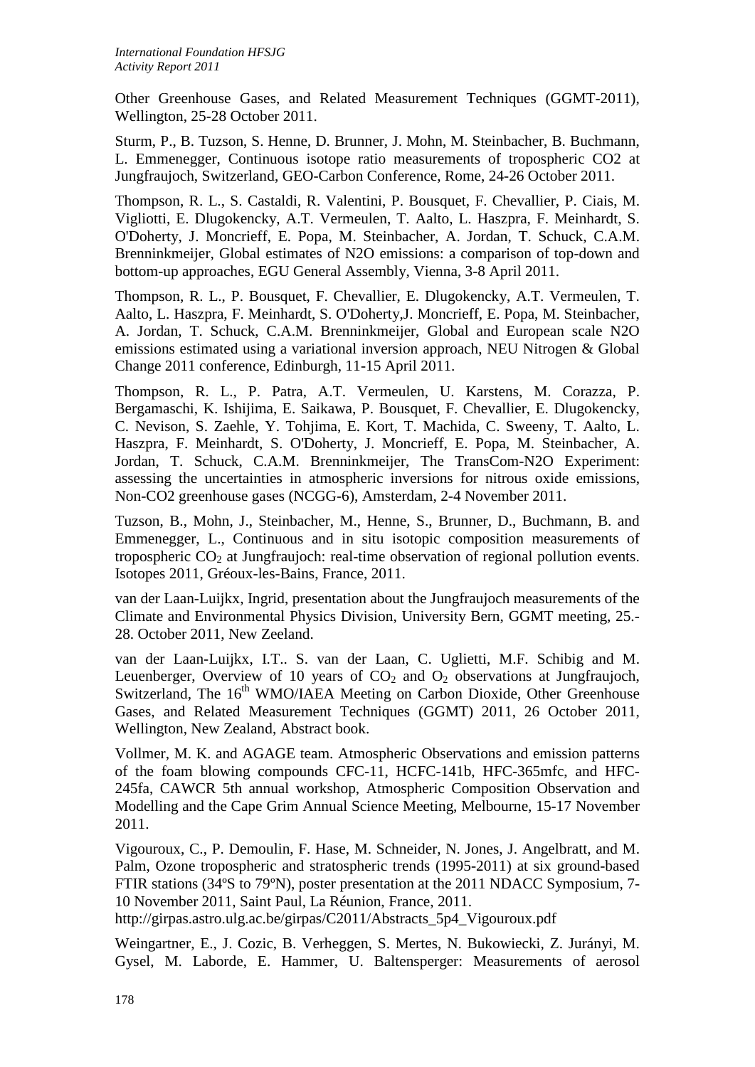Other Greenhouse Gases, and Related Measurement Techniques (GGMT-2011), Wellington, 25-28 October 2011.

Sturm, P., B. Tuzson, S. Henne, D. Brunner, J. Mohn, M. Steinbacher, B. Buchmann, L. Emmenegger, Continuous isotope ratio measurements of tropospheric CO2 at Jungfraujoch, Switzerland, GEO-Carbon Conference, Rome, 24-26 October 2011.

Thompson, R. L., S. Castaldi, R. Valentini, P. Bousquet, F. Chevallier, P. Ciais, M. Vigliotti, E. Dlugokencky, A.T. Vermeulen, T. Aalto, L. Haszpra, F. Meinhardt, S. O'Doherty, J. Moncrieff, E. Popa, M. Steinbacher, A. Jordan, T. Schuck, C.A.M. Brenninkmeijer, Global estimates of N2O emissions: a comparison of top-down and bottom-up approaches, EGU General Assembly, Vienna, 3-8 April 2011.

Thompson, R. L., P. Bousquet, F. Chevallier, E. Dlugokencky, A.T. Vermeulen, T. Aalto, L. Haszpra, F. Meinhardt, S. O'Doherty,J. Moncrieff, E. Popa, M. Steinbacher, A. Jordan, T. Schuck, C.A.M. Brenninkmeijer, Global and European scale N2O emissions estimated using a variational inversion approach, NEU Nitrogen & Global Change 2011 conference, Edinburgh, 11-15 April 2011.

Thompson, R. L., P. Patra, A.T. Vermeulen, U. Karstens, M. Corazza, P. Bergamaschi, K. Ishijima, E. Saikawa, P. Bousquet, F. Chevallier, E. Dlugokencky, C. Nevison, S. Zaehle, Y. Tohjima, E. Kort, T. Machida, C. Sweeny, T. Aalto, L. Haszpra, F. Meinhardt, S. O'Doherty, J. Moncrieff, E. Popa, M. Steinbacher, A. Jordan, T. Schuck, C.A.M. Brenninkmeijer, The TransCom-N2O Experiment: assessing the uncertainties in atmospheric inversions for nitrous oxide emissions, Non-CO2 greenhouse gases (NCGG-6), Amsterdam, 2-4 November 2011.

Tuzson, B., Mohn, J., Steinbacher, M., Henne, S., Brunner, D., Buchmann, B. and Emmenegger, L., Continuous and in situ isotopic composition measurements of tropospheric $CO_2$ at Jungfraujoch: real-time observation of regional pollution events. Isotopes 2011, Gréoux-les-Bains, France, 2011.

van der Laan-Luijkx, Ingrid, presentation about the Jungfraujoch measurements of the Climate and Environmental Physics Division, University Bern, GGMT meeting, 25.-28. October 2011, New Zeeland.

van der Laan-Luijkx, I.T.. S. van der Laan, C. Uglietti, M.F. Schibig and M. Leuenberger, Overview of 10 years of $CO_2$ and $O_2$ observations at Jungfraujoch, Switzerland, The 16th WMO/IAEA Meeting on Carbon Dioxide, Other Greenhouse Gases, and Related Measurement Techniques (GGMT) 2011, 26 October 2011, Wellington, New Zealand, Abstract book.

Vollmer, M. K. and AGAGE team. Atmospheric Observations and emission patterns of the foam blowing compounds CFC-11, HCFC-141b, HFC-365mfc, and HFC-245fa, CAWCR 5th annual workshop, Atmospheric Composition Observation and Modelling and the Cape Grim Annual Science Meeting, Melbourne, 15-17 November 2011.

Vigouroux, C., P. Demoulin, F. Hase, M. Schneider, N. Jones, J. Angelbratt, and M. Palm, Ozone tropospheric and stratospheric trends (1995-2011) at six ground-based FTIR stations (34ºS to 79ºN), poster presentation at the 2011 NDACC Symposium, 7-10 November 2011, Saint Paul, La Réunion, France, 2011.
http://girpas.astro.ulg.ac.be/girpas/C2011/Abstracts_5p4_Vigouroux.pdf

Weingartner, E., J. Cozic, B. Verheggen, S. Mertes, N. Bukowiecki, Z. Jurányi, M. Gysel, M. Laborde, E. Hammer, U. Baltensperger: Measurements of aerosol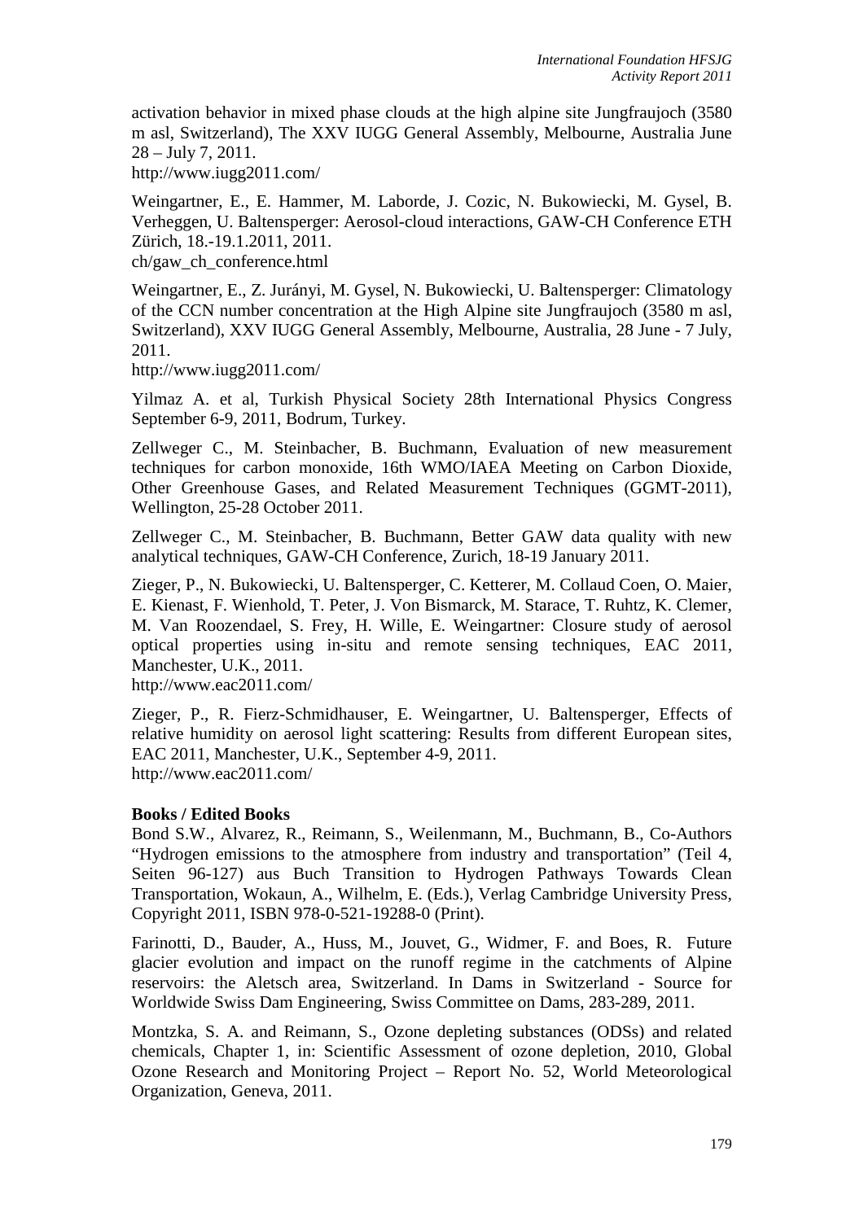activation behavior in mixed phase clouds at the high alpine site Jungfraujoch (3580 m asl, Switzerland), The XXV IUGG General Assembly, Melbourne, Australia June 28 – July 7, 2011.
http://www.iugg2011.com/

Weingartner, E., E. Hammer, M. Laborde, J. Cozic, N. Bukowiecki, M. Gysel, B. Verheggen, U. Baltensperger: Aerosol-cloud interactions, GAW-CH Conference ETH Zürich, 18.-19.1.2011, 2011.
ch/gaw_ch_conference.html

Weingartner, E., Z. Jurányi, M. Gysel, N. Bukowiecki, U. Baltensperger: Climatology of the CCN number concentration at the High Alpine site Jungfraujoch (3580 m asl, Switzerland), XXV IUGG General Assembly, Melbourne, Australia, 28 June - 7 July, 2011.
http://www.iugg2011.com/

Yilmaz A. et al, Turkish Physical Society 28th International Physics Congress September 6-9, 2011, Bodrum, Turkey.

Zellweger C., M. Steinbacher, B. Buchmann, Evaluation of new measurement techniques for carbon monoxide, 16th WMO/IAEA Meeting on Carbon Dioxide, Other Greenhouse Gases, and Related Measurement Techniques (GGMT-2011), Wellington, 25-28 October 2011.

Zellweger C., M. Steinbacher, B. Buchmann, Better GAW data quality with new analytical techniques, GAW-CH Conference, Zurich, 18-19 January 2011.

Zieger, P., N. Bukowiecki, U. Baltensperger, C. Ketterer, M. Collaud Coen, O. Maier, E. Kienast, F. Wienhold, T. Peter, J. Von Bismarck, M. Starace, T. Ruhtz, K. Clemer, M. Van Roozendael, S. Frey, H. Wille, E. Weingartner: Closure study of aerosol optical properties using in-situ and remote sensing techniques, EAC 2011, Manchester, U.K., 2011.
http://www.eac2011.com/

Zieger, P., R. Fierz-Schmidhauser, E. Weingartner, U. Baltensperger, Effects of relative humidity on aerosol light scattering: Results from different European sites, EAC 2011, Manchester, U.K., September 4-9, 2011.
http://www.eac2011.com/

**Books / Edited Books**

Bond S.W., Alvarez, R., Reimann, S., Weilenmann, M., Buchmann, B., Co-Authors "Hydrogen emissions to the atmosphere from industry and transportation" (Teil 4, Seiten 96-127) aus Buch Transition to Hydrogen Pathways Towards Clean Transportation, Wokaun, A., Wilhelm, E. (Eds.), Verlag Cambridge University Press, Copyright 2011, ISBN 978-0-521-19288-0 (Print).

Farinotti, D., Bauder, A., Huss, M., Jouvet, G., Widmer, F. and Boes, R. Future glacier evolution and impact on the runoff regime in the catchments of Alpine reservoirs: the Aletsch area, Switzerland. In Dams in Switzerland - Source for Worldwide Swiss Dam Engineering, Swiss Committee on Dams, 283-289, 2011.

Montzka, S. A. and Reimann, S., Ozone depleting substances (ODSs) and related chemicals, Chapter 1, in: Scientific Assessment of ozone depletion, 2010, Global Ozone Research and Monitoring Project – Report No. 52, World Meteorological Organization, Geneva, 2011.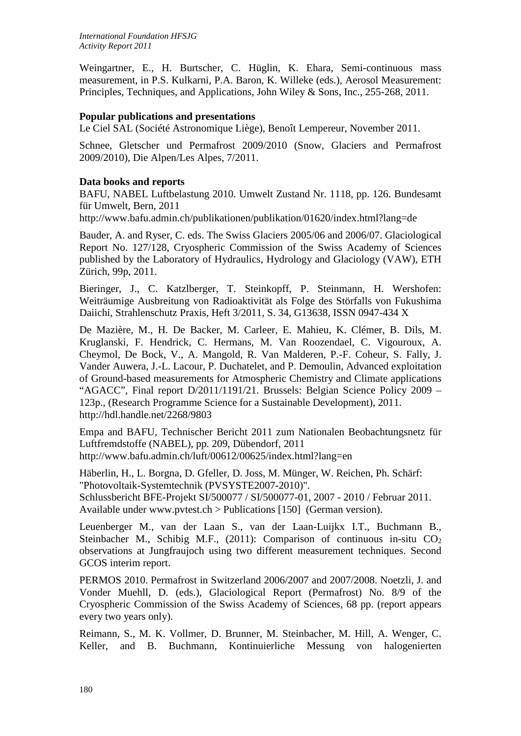Weingartner, E., H. Burtscher, C. Hüglin, K. Ehara, Semi-continuous mass measurement, in P.S. Kulkarni, P.A. Baron, K. Willeke (eds.), Aerosol Measurement: Principles, Techniques, and Applications, John Wiley & Sons, Inc., 255-268, 2011.

**Popular publications and presentations**

Le Ciel SAL (Société Astronomique Liège), Benoît Lempereur, November 2011.

Schnee, Gletscher und Permafrost 2009/2010 (Snow, Glaciers and Permafrost 2009/2010), Die Alpen/Les Alpes, 7/2011.

**Data books and reports**

BAFU, NABEL Luftbelastung 2010. Umwelt Zustand Nr. 1118, pp. 126. Bundesamt für Umwelt, Bern, 2011
http://www.bafu.admin.ch/publikationen/publikation/01620/index.html?lang=de

Bauder, A. and Ryser, C. eds. The Swiss Glaciers 2005/06 and 2006/07. Glaciological Report No. 127/128, Cryospheric Commission of the Swiss Academy of Sciences published by the Laboratory of Hydraulics, Hydrology and Glaciology (VAW), ETH Zürich, 99p, 2011.

Bieringer, J., C. Katzlberger, T. Steinkopff, P. Steinmann, H. Wershofen: Weiträumige Ausbreitung von Radioaktivität als Folge des Störfalls von Fukushima Daiichi, Strahlenschutz Praxis, Heft 3/2011, S. 34, G13638, ISSN 0947-434 X

De Mazière, M., H. De Backer, M. Carleer, E. Mahieu, K. Clémer, B. Dils, M. Kruglanski, F. Hendrick, C. Hermans, M. Van Roozendael, C. Vigouroux, A. Cheymol, De Bock, V., A. Mangold, R. Van Malderen, P.-F. Coheur, S. Fally, J. Vander Auwera, J.-L. Lacour, P. Duchatelet, and P. Demoulin, Advanced exploitation of Ground-based measurements for Atmospheric Chemistry and Climate applications "AGACC", Final report D/2011/1191/21. Brussels: Belgian Science Policy 2009 – 123p., (Research Programme Science for a Sustainable Development), 2011.
http://hdl.handle.net/2268/9803

Empa and BAFU, Technischer Bericht 2011 zum Nationalen Beobachtungsnetz für Luftfremdstoffe (NABEL), pp. 209, Dübendorf, 2011
http://www.bafu.admin.ch/luft/00612/00625/index.html?lang=en

Häberlin, H., L. Borgna, D. Gfeller, D. Joss, M. Münger, W. Reichen, Ph. Schärf: "Photovoltaik-Systemtechnik (PVSYSTE2007-2010)".
Schlussbericht BFE-Projekt SI/500077 / SI/500077-01, 2007 - 2010 / Februar 2011.
Available under www.pvtest.ch > Publications [150] (German version).

Leuenberger M., van der Laan S., van der Laan-Luijkx I.T., Buchmann B., Steinbacher M., Schibig M.F., (2011): Comparison of continuous in-situ $CO_2$ observations at Jungfraujoch using two different measurement techniques. Second GCOS interim report.

PERMOS 2010. Permafrost in Switzerland 2006/2007 and 2007/2008. Noetzli, J. and Vonder Muehll, D. (eds.), Glaciological Report (Permafrost) No. 8/9 of the Cryospheric Commission of the Swiss Academy of Sciences, 68 pp. (report appears every two years only).

Reimann, S., M. K. Vollmer, D. Brunner, M. Steinbacher, M. Hill, A. Wenger, C. Keller, and B. Buchmann, Kontinuierliche Messung von halogenierten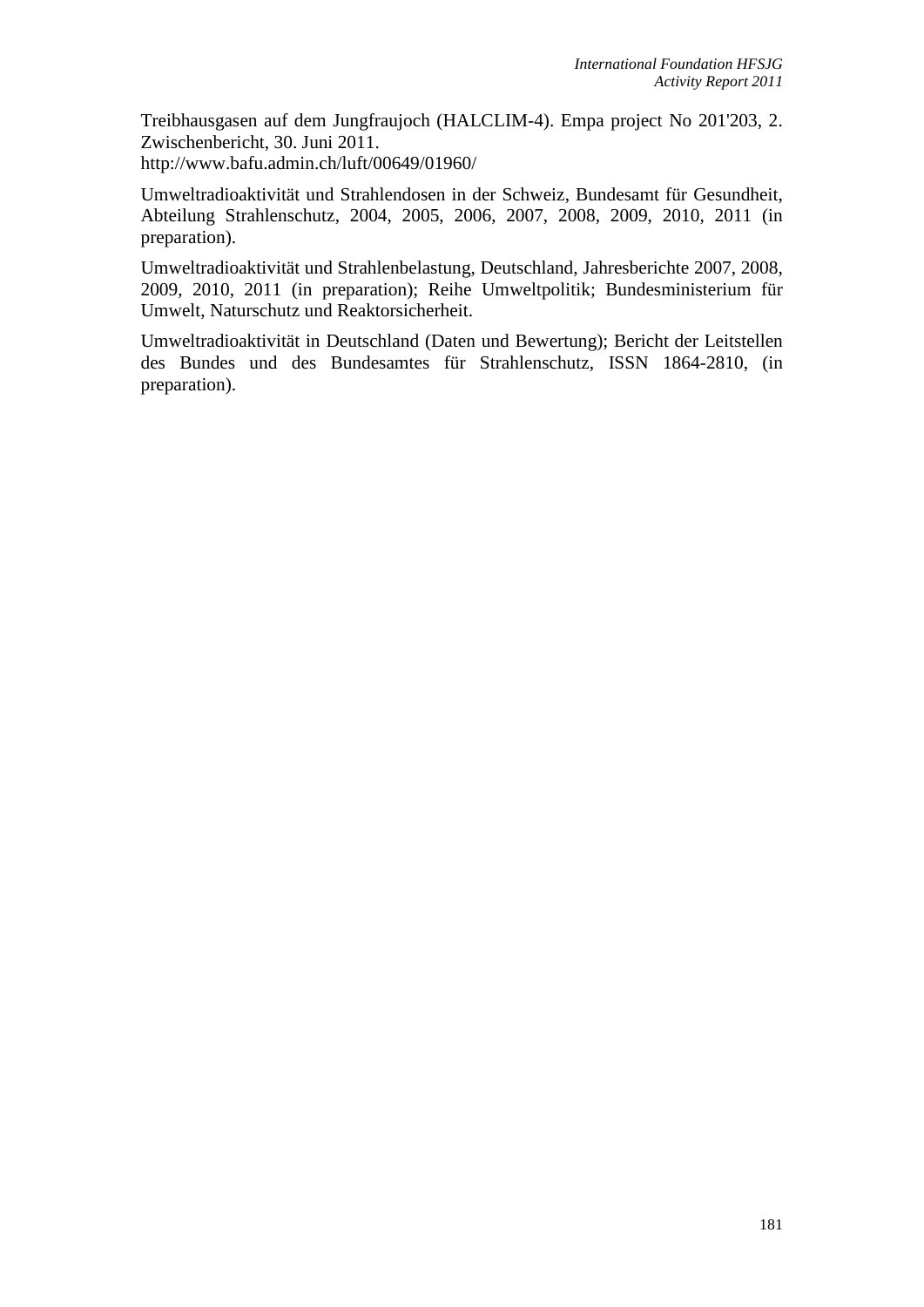Treibhausgasen auf dem Jungfraujoch (HALCLIM-4). Empa project No 201'203, 2. Zwischenbericht, 30. Juni 2011.
http://www.bafu.admin.ch/luft/00649/01960/

Umweltradioaktivität und Strahlendosen in der Schweiz, Bundesamt für Gesundheit, Abteilung Strahlenschutz, 2004, 2005, 2006, 2007, 2008, 2009, 2010, 2011 (in preparation).

Umweltradioaktivität und Strahlenbelastung, Deutschland, Jahresberichte 2007, 2008, 2009, 2010, 2011 (in preparation); Reihe Umweltpolitik; Bundesministerium für Umwelt, Naturschutz und Reaktorsicherheit.

Umweltradioaktivität in Deutschland (Daten und Bewertung); Bericht der Leitstellen des Bundes und des Bundesamtes für Strahlenschutz, ISSN 1864-2810, (in preparation).